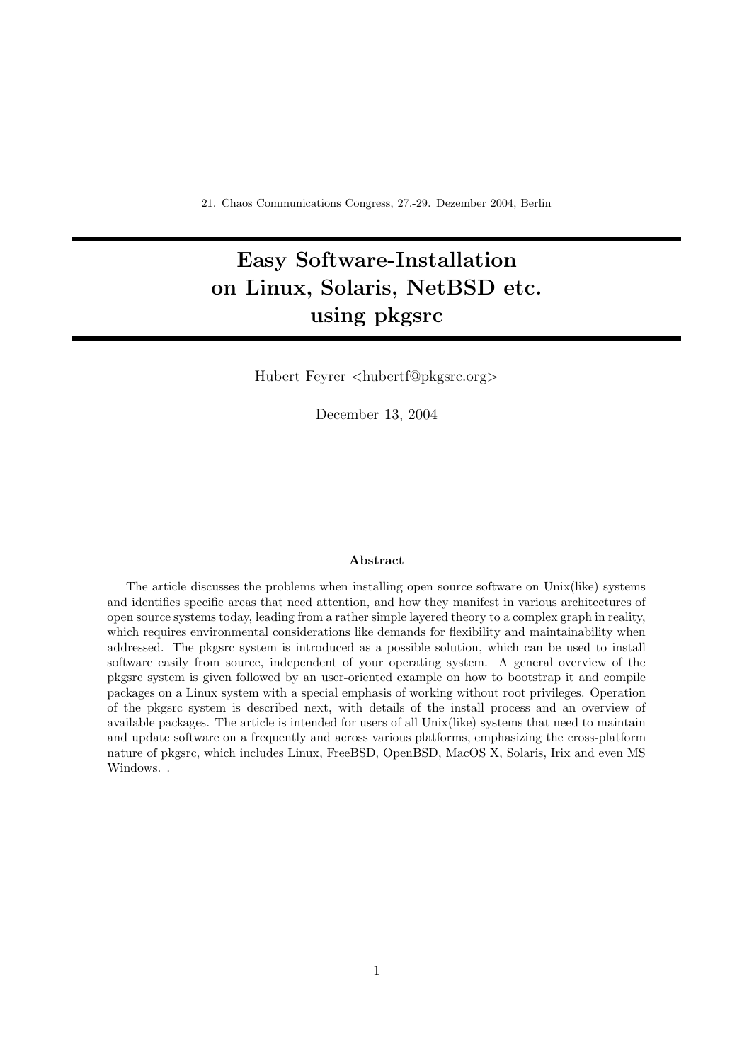21. Chaos Communications Congress, 27.-29. Dezember 2004, Berlin

# Easy Software-Installation on Linux, Solaris, NetBSD etc. using pkgsrc

Hubert Feyrer <hubertf@pkgsrc.org>

December 13, 2004

### Abstract

The article discusses the problems when installing open source software on Unix(like) systems and identifies specific areas that need attention, and how they manifest in various architectures of open source systems today, leading from a rather simple layered theory to a complex graph in reality, which requires environmental considerations like demands for flexibility and maintainability when addressed. The pkgsrc system is introduced as a possible solution, which can be used to install software easily from source, independent of your operating system. A general overview of the pkgsrc system is given followed by an user-oriented example on how to bootstrap it and compile packages on a Linux system with a special emphasis of working without root privileges. Operation of the pkgsrc system is described next, with details of the install process and an overview of available packages. The article is intended for users of all Unix(like) systems that need to maintain and update software on a frequently and across various platforms, emphasizing the cross-platform nature of pkgsrc, which includes Linux, FreeBSD, OpenBSD, MacOS X, Solaris, Irix and even MS Windows. .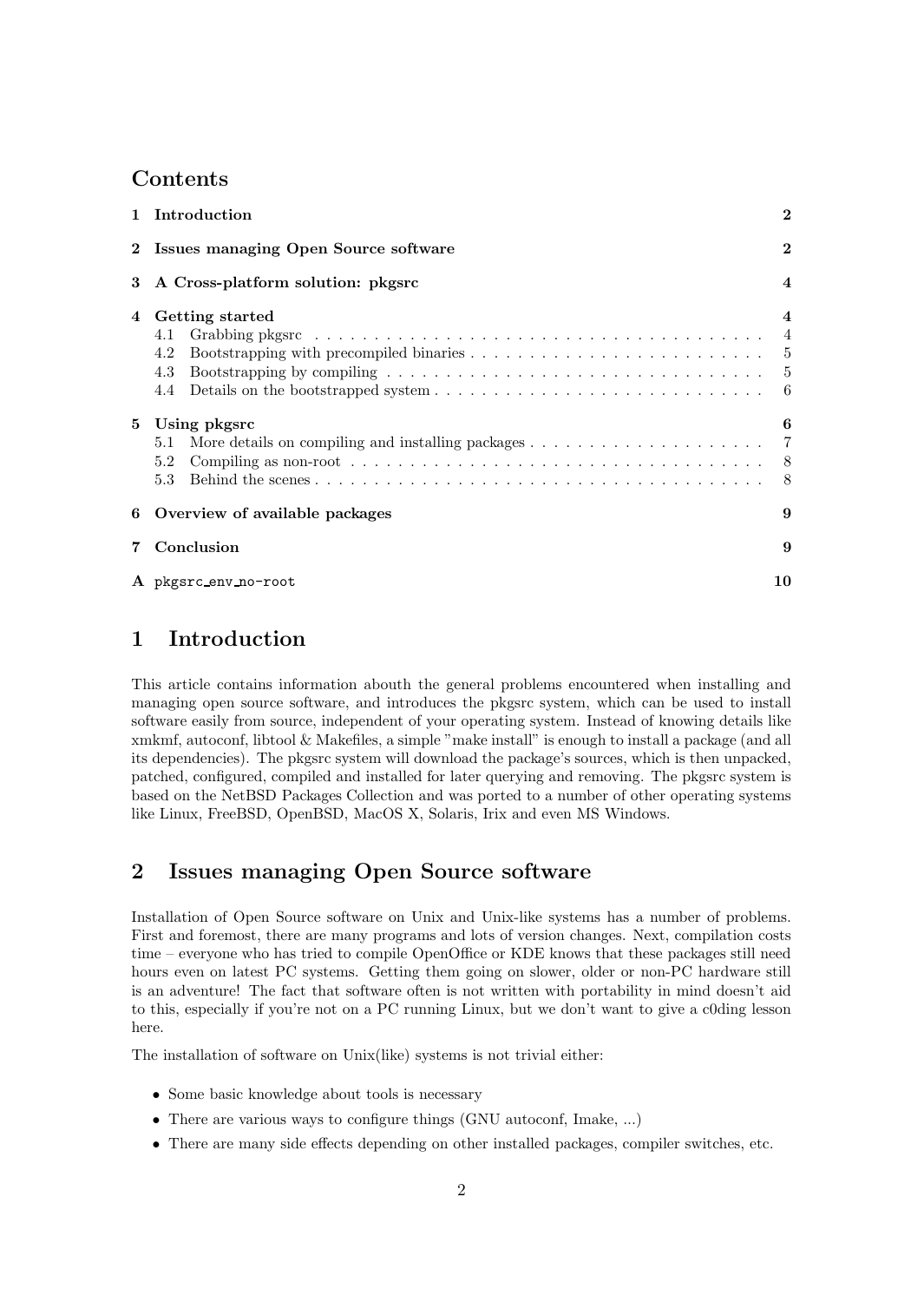## Contents

| | | |
|---|---|---|
| **1** | **Introduction** | **2** |
| **2** | **Issues managing Open Source software** | **2** |
| **3** | **A Cross-platform solution: pkgsrc** | **4** |
| **4** | **Getting started** | **4** |
| | 4.1 Grabbing pkgsrc | 4 |
| | 4.2 Bootstrapping with precompiled binaries | 5 |
| | 4.3 Bootstrapping by compiling | 5 |
| | 4.4 Details on the bootstrapped system | 6 |
| **5** | **Using pkgsrc** | **6** |
| | 5.1 More details on compiling and installing packages | 7 |
| | 5.2 Compiling as non-root | 8 |
| | 5.3 Behind the scenes | 8 |
| **6** | **Overview of available packages** | **9** |
| **7** | **Conclusion** | **9** |
| **A** | `pkgsrc_env_no-root` | **10** |

# 1 Introduction

This article contains information abouth the general problems encountered when installing and managing open source software, and introduces the pkgsrc system, which can be used to install software easily from source, independent of your operating system. Instead of knowing details like xmkmf, autoconf, libtool & Makefiles, a simple "make install" is enough to install a package (and all its dependencies). The pkgsrc system will download the package's sources, which is then unpacked, patched, configured, compiled and installed for later querying and removing. The pkgsrc system is based on the NetBSD Packages Collection and was ported to a number of other operating systems like Linux, FreeBSD, OpenBSD, MacOS X, Solaris, Irix and even MS Windows.

# 2 Issues managing Open Source software

Installation of Open Source software on Unix and Unix-like systems has a number of problems. First and foremost, there are many programs and lots of version changes. Next, compilation costs time – everyone who has tried to compile OpenOffice or KDE knows that these packages still need hours even on latest PC systems. Getting them going on slower, older or non-PC hardware still is an adventure! The fact that software often is not written with portability in mind doesn't aid to this, especially if you're not on a PC running Linux, but we don't want to give a c0ding lesson here.

The installation of software on Unix(like) systems is not trivial either:

- Some basic knowledge about tools is necessary
- There are various ways to configure things (GNU autoconf, Imake, ...)
- There are many side effects depending on other installed packages, compiler switches, etc.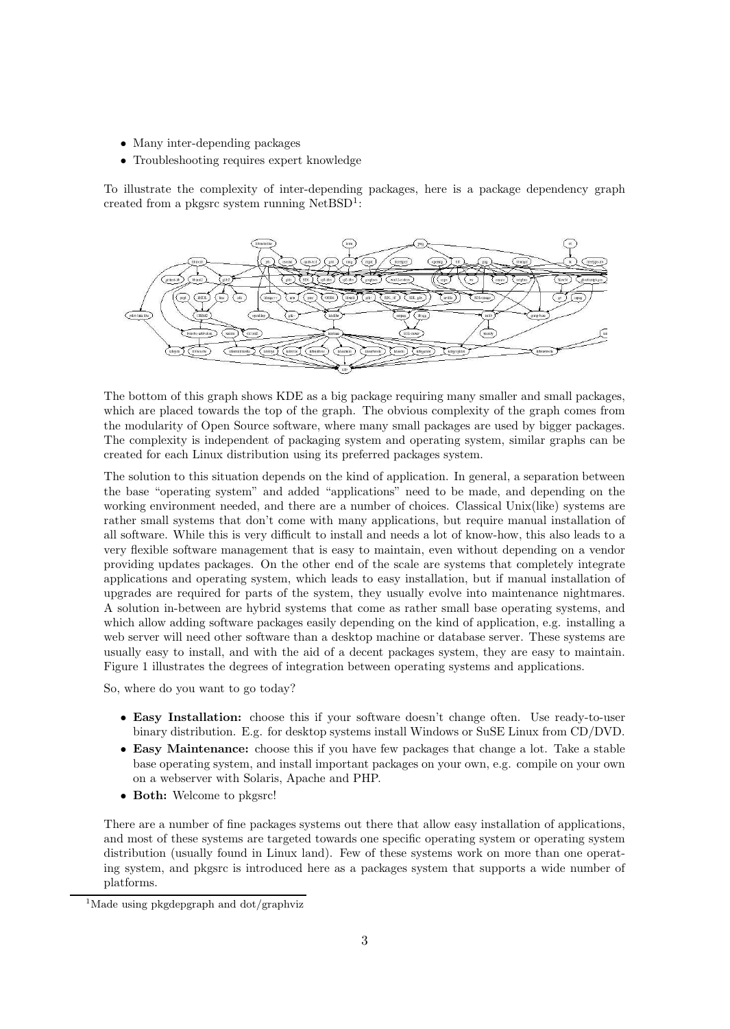- Many inter-depending packages
- Troubleshooting requires expert knowledge

To illustrate the complexity of inter-depending packages, here is a package dependency graph created from a pkgsrc system running NetBSD[1]:

The bottom of this graph shows KDE as a big package requiring many smaller and small packages, which are placed towards the top of the graph. The obvious complexity of the graph comes from the modularity of Open Source software, where many small packages are used by bigger packages. The complexity is independent of packaging system and operating system, similar graphs can be created for each Linux distribution using its preferred packages system.

The solution to this situation depends on the kind of application. In general, a separation between the base "operating system" and added "applications" need to be made, and depending on the working environment needed, and there are a number of choices. Classical Unix(like) systems are rather small systems that don't come with many applications, but require manual installation of all software. While this is very difficult to install and needs a lot of know-how, this also leads to a very flexible software management that is easy to maintain, even without depending on a vendor providing updates packages. On the other end of the scale are systems that completely integrate applications and operating system, which leads to easy installation, but if manual installation of upgrades are required for parts of the system, they usually evolve into maintenance nightmares. A solution in-between are hybrid systems that come as rather small base operating systems, and which allow adding software packages easily depending on the kind of application, e.g. installing a web server will need other software than a desktop machine or database server. These systems are usually easy to install, and with the aid of a decent packages system, they are easy to maintain. Figure 1 illustrates the degrees of integration between operating systems and applications.

So, where do you want to go today?

- **Easy Installation:** choose this if your software doesn't change often. Use ready-to-user binary distribution. E.g. for desktop systems install Windows or SuSE Linux from CD/DVD.
- **Easy Maintenance:** choose this if you have few packages that change a lot. Take a stable base operating system, and install important packages on your own, e.g. compile on your own on a webserver with Solaris, Apache and PHP.
- **Both:** Welcome to pkgsrc!

There are a number of fine packages systems out there that allow easy installation of applications, and most of these systems are targeted towards one specific operating system or operating system distribution (usually found in Linux land). Few of these systems work on more than one operating system, and pkgsrc is introduced here as a packages system that supports a wide number of platforms.

[1] Made using pkgdepgraph and dot/graphviz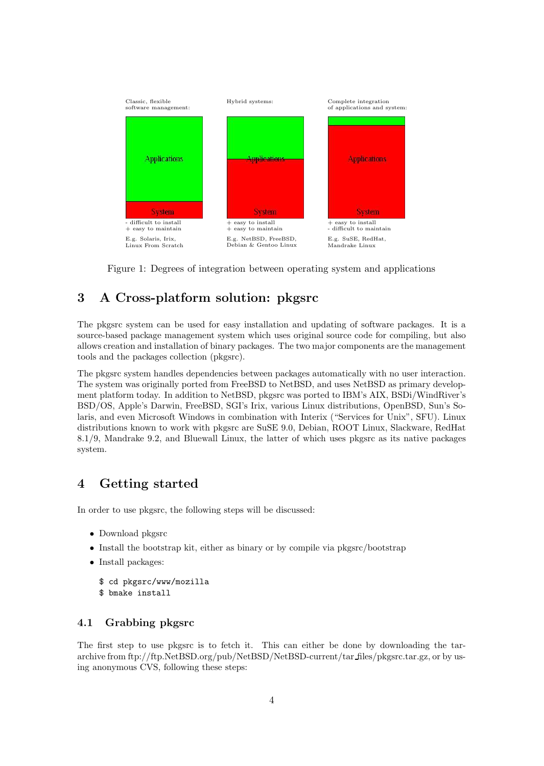Classic, flexible software management:

Applications

System

- difficult to install
+ easy to maintain

E.g. Solaris, Irix, Linux From Scratch

Hybrid systems:

Applications

System

+ easy to install
+ easy to maintain

E.g. NetBSD, FreeBSD, Debian & Gentoo Linux

Complete integration of applications and system:

Applications

System

+ easy to install
- difficult to maintain

E.g. SuSE, RedHat, Mandrake Linux

Figure 1: Degrees of integration between operating system and applications

## 3 A Cross-platform solution: pkgsrc

The pkgsrc system can be used for easy installation and updating of software packages. It is a source-based package management system which uses original source code for compiling, but also allows creation and installation of binary packages. The two major components are the management tools and the packages collection (pkgsrc).

The pkgsrc system handles dependencies between packages automatically with no user interaction. The system was originally ported from FreeBSD to NetBSD, and uses NetBSD as primary development platform today. In addition to NetBSD, pkgsrc was ported to IBM's AIX, BSDi/WindRiver's BSD/OS, Apple's Darwin, FreeBSD, SGI's Irix, various Linux distributions, OpenBSD, Sun's Solaris, and even Microsoft Windows in combination with Interix ("Services for Unix", SFU). Linux distributions known to work with pkgsrc are SuSE 9.0, Debian, ROOT Linux, Slackware, RedHat 8.1/9, Mandrake 9.2, and Bluewall Linux, the latter of which uses pkgsrc as its native packages system.

## 4 Getting started

In order to use pkgsrc, the following steps will be discussed:

- Download pkgsrc
- Install the bootstrap kit, either as binary or by compile via pkgsrc/bootstrap
- Install packages:

```
$ cd pkgsrc/www/mozilla
$ bmake install
```

### 4.1 Grabbing pkgsrc

The first step to use pkgsrc is to fetch it. This can either be done by downloading the tar-archive from ftp://ftp.NetBSD.org/pub/NetBSD/NetBSD-current/tar_files/pkgsrc.tar.gz, or by using anonymous CVS, following these steps: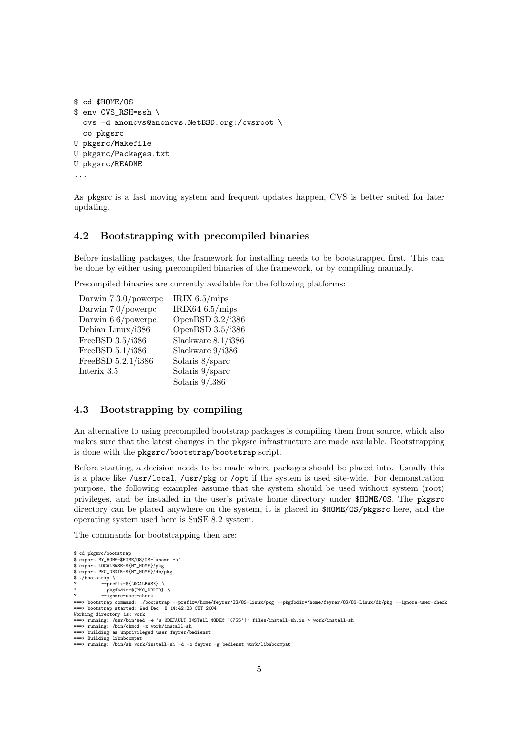```
$ cd $HOME/OS
$ env CVS_RSH=ssh \
  cvs -d anoncvs@anoncvs.NetBSD.org:/cvsroot \
  co pkgsrc
U pkgsrc/Makefile
U pkgsrc/Packages.txt
U pkgsrc/README
...
```

As pkgsrc is a fast moving system and frequent updates happen, CVS is better suited for later updating.

## 4.2 Bootstrapping with precompiled binaries

Before installing packages, the framework for installing needs to be bootstrapped first. This can be done by either using precompiled binaries of the framework, or by compiling manually.

Precompiled binaries are currently available for the following platforms:

| | |
|---|---|
| Darwin 7.3.0/powerpc | IRIX 6.5/mips |
| Darwin 7.0/powerpc | IRIX64 6.5/mips |
| Darwin 6.6/powerpc | OpenBSD 3.2/i386 |
| Debian Linux/i386 | OpenBSD 3.5/i386 |
| FreeBSD 3.5/i386 | Slackware 8.1/i386 |
| FreeBSD 5.1/i386 | Slackware 9/i386 |
| FreeBSD 5.2.1/i386 | Solaris 8/sparc |
| Interix 3.5 | Solaris 9/sparc |
| | Solaris 9/i386 |

## 4.3 Bootstrapping by compiling

An alternative to using precompiled bootstrap packages is compiling them from source, which also makes sure that the latest changes in the pkgsrc infrastructure are made available. Bootstrapping is done with the `pkgsrc/bootstrap/bootstrap` script.

Before starting, a decision needs to be made where packages should be placed into. Usually this is a place like `/usr/local`, `/usr/pkg` or `/opt` if the system is used site-wide. For demonstration purpose, the following examples assume that the system should be used without system (root) privileges, and be installed in the user's private home directory under `$HOME/OS`. The `pkgsrc` directory can be placed anywhere on the system, it is placed in `$HOME/OS/pkgsrc` here, and the operating system used here is SuSE 8.2 system.

The commands for bootstrapping then are:

```
$ cd pkgsrc/bootstrap
$ export MY_HOME=$HOME/OS/OS-`uname -s`
$ export LOCALBASE=${MY_HOME}/pkg
$ export PKG_DBDIR=${MY_HOME}/db/pkg
$ ./bootstrap \
?         --prefix=${LOCALBASE} \
?         --pkgdbdir=${PKG_DBDIR} \
?         --ignore-user-check
===> bootstrap command: ./bootstrap --prefix=/home/feyrer/OS/OS-Linux/pkg --pkgdbdir=/home/feyrer/OS/OS-Linux/db/pkg --ignore-user-check
===> bootstrap started: Wed Dec  8 14:42:23 CET 2004
Working directory is: work
===> running: /usr/bin/sed -e 's|@DEFAULT_INSTALL_MODE@|'0755'|' files/install-sh.in > work/install-sh
===> running: /bin/chmod +x work/install-sh
===> building as unprivileged user feyrer/bedienst
===> Building libnbcompat
===> running: /bin/sh work/install-sh -d -o feyrer -g bedienst work/libnbcompat
```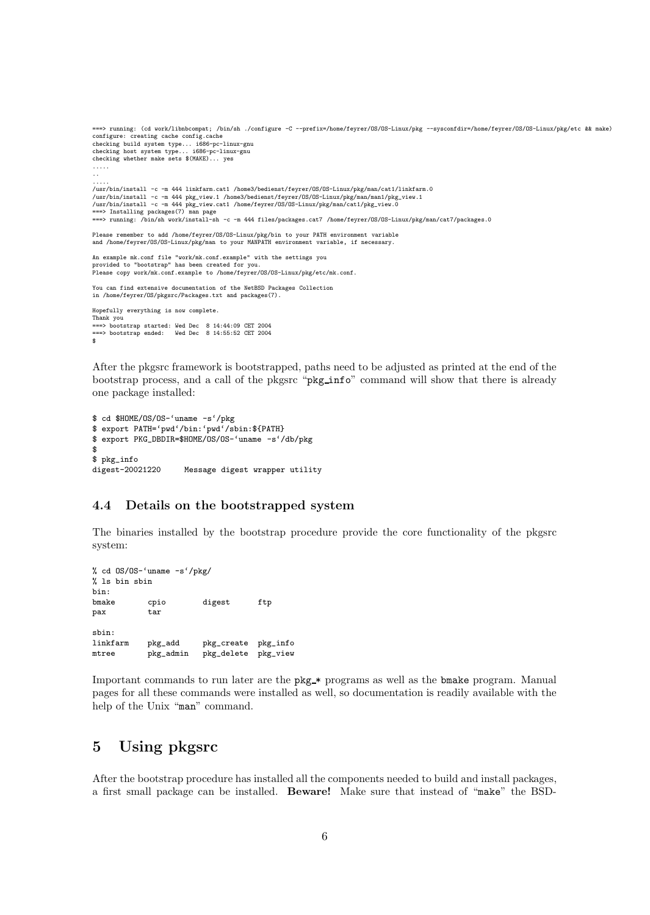```
===> running: (cd work/libnbcompat; /bin/sh ./configure -C --prefix=/home/feyrer/OS/OS-Linux/pkg --sysconfdir=/home/feyrer/OS/OS-Linux/pkg/etc && make)
configure: creating cache config.cache
checking build system type... i686-pc-linux-gnu
checking host system type... i686-pc-linux-gnu
checking whether make sets $(MAKE)... yes
.....
..
.....
/usr/bin/install -c -m 444 linkfarm.cat1 /home3/bedienst/feyrer/OS/OS-Linux/pkg/man/cat1/linkfarm.0
/usr/bin/install -c -m 444 pkg_view.1 /home3/bedienst/feyrer/OS/OS-Linux/pkg/man/man1/pkg_view.1
/usr/bin/install -c -m 444 pkg_view.cat1 /home/feyrer/OS/OS-Linux/pkg/man/cat1/pkg_view.0
===> Installing packages(7) man page
===> running: /bin/sh work/install-sh -c -m 444 files/packages.cat7 /home/feyrer/OS/OS-Linux/pkg/man/cat7/packages.0

Please remember to add /home/feyrer/OS/OS-Linux/pkg/bin to your PATH environment variable
and /home/feyrer/OS/OS-Linux/pkg/man to your MANPATH environment variable, if necessary.

An example mk.conf file "work/mk.conf.example" with the settings you
provided to "bootstrap" has been created for you.
Please copy work/mk.conf.example to /home/feyrer/OS/OS-Linux/pkg/etc/mk.conf.

You can find extensive documentation of the NetBSD Packages Collection
in /home/feyrer/OS/pkgsrc/Packages.txt and packages(7).

Hopefully everything is now complete.
Thank you
===> bootstrap started: Wed Dec  8 14:44:09 CET 2004
===> bootstrap ended:   Wed Dec  8 14:55:52 CET 2004
$
```

After the pkgsrc framework is bootstrapped, paths need to be adjusted as printed at the end of the bootstrap process, and a call of the pkgsrc "`pkg_info`" command will show that there is already one package installed:

```
$ cd $HOME/OS/OS-`uname -s`/pkg
$ export PATH=`pwd`/bin:`pwd`/sbin:${PATH}
$ export PKG_DBDIR=$HOME/OS/OS-`uname -s`/db/pkg
$
$ pkg_info
digest-20021220     Message digest wrapper utility
```

## 4.4 Details on the bootstrapped system

The binaries installed by the bootstrap procedure provide the core functionality of the pkgsrc system:

```
% cd OS/OS-`uname -s`/pkg/
% ls bin sbin
bin:
bmake       cpio        digest      ftp
pax         tar

sbin:
linkfarm    pkg_add     pkg_create  pkg_info
mtree       pkg_admin   pkg_delete  pkg_view
```

Important commands to run later are the `pkg_*` programs as well as the `bmake` program. Manual pages for all these commands were installed as well, so documentation is readily available with the help of the Unix "`man`" command.

# 5 Using pkgsrc

After the bootstrap procedure has installed all the components needed to build and install packages, a first small package can be installed. **Beware!** Make sure that instead of "`make`" the BSD-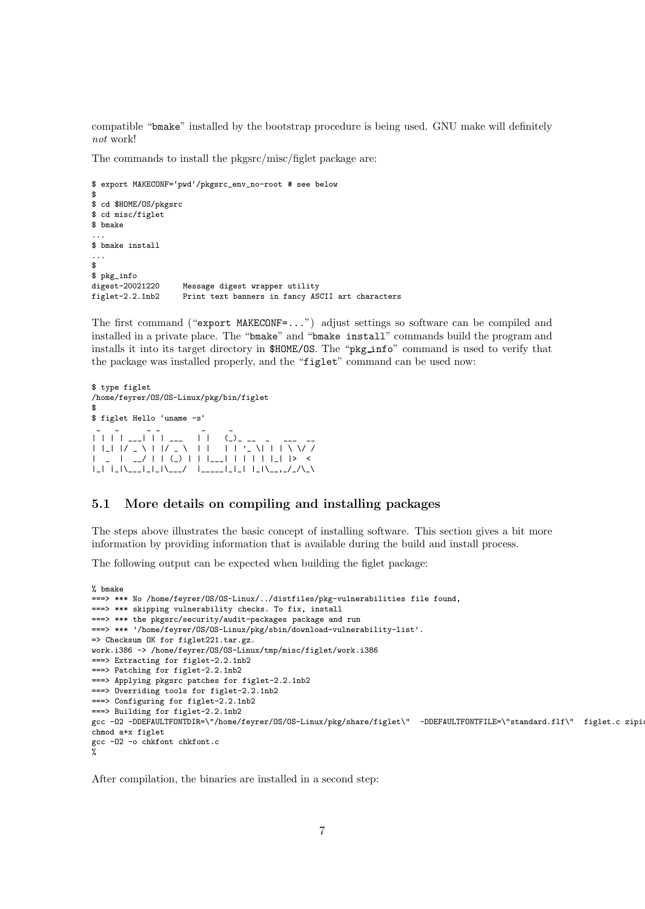compatible "bmake" installed by the bootstrap procedure is being used. GNU make will definitely *not* work!

The commands to install the pkgsrc/misc/figlet package are:

```
$ export MAKECONF=`pwd`/pkgsrc_env_no-root # see below
$
$ cd $HOME/OS/pkgsrc
$ cd misc/figlet
$ bmake
...
$ bmake install
...
$
$ pkg_info
digest-20021220     Message digest wrapper utility
figlet-2.2.1nb2     Print text banners in fancy ASCII art characters
```

The first command ("export MAKECONF=...") adjust settings so software can be compiled and installed in a private place. The "bmake" and "bmake install" commands build the program and installs it into its target directory in $HOME/OS. The "pkg_info" command is used to verify that the package was installed properly, and the "figlet" command can be used now:

```
$ type figlet
/home/feyrer/OS/OS-Linux/pkg/bin/figlet
$
$ figlet Hello `uname -s`
 _   _      _ _         _     _                  
| | | | ___| | | ___   | |   (_)_ __  _   ___  __
| |_| |/ _ \ | |/ _ \  | |   | | '_ \| | | \ \/ /
|  _  |  __/ | | (_) | | |___| | | | | |_| |>  < 
|_| |_|\___|_|_|\___/  |_____|_|_| |_|\__,_/_/\_\
```

## 5.1 More details on compiling and installing packages

The steps above illustrates the basic concept of installing software. This section gives a bit more information by providing information that is available during the build and install process.

The following output can be expected when building the figlet package:

```
% bmake
===> *** No /home/feyrer/OS/OS-Linux/../distfiles/pkg-vulnerabilities file found,
===> *** skipping vulnerability checks. To fix, install
===> *** the pkgsrc/security/audit-packages package and run
===> *** '/home/feyrer/OS/OS-Linux/pkg/sbin/download-vulnerability-list'.
=> Checksum OK for figlet221.tar.gz.
work.i386 -> /home/feyrer/OS/OS-Linux/tmp/misc/figlet/work.i386
===> Extracting for figlet-2.2.1nb2
===> Patching for figlet-2.2.1nb2
===> Applying pkgsrc patches for figlet-2.2.1nb2
===> Overriding tools for figlet-2.2.1nb2
===> Configuring for figlet-2.2.1nb2
===> Building for figlet-2.2.1nb2
gcc -O2 -DDEFAULTFONTDIR=\"/home/feyrer/OS/OS-Linux/pkg/share/figlet\"  -DDEFAULTFONTFILE=\"standard.flf\"  figlet.c zipio
chmod a+x figlet
gcc -O2 -o chkfont chkfont.c
%
```

After compilation, the binaries are installed in a second step: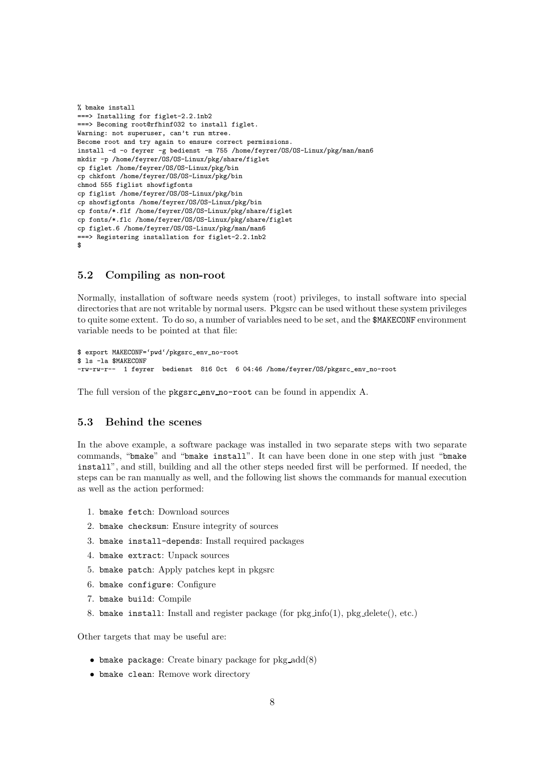```
% bmake install
===> Installing for figlet-2.2.1nb2
===> Becoming root@rfhinf032 to install figlet.
Warning: not superuser, can't run mtree.
Become root and try again to ensure correct permissions.
install -d -o feyrer -g bedienst -m 755 /home/feyrer/OS/OS-Linux/pkg/man/man6
mkdir -p /home/feyrer/OS/OS-Linux/pkg/share/figlet
cp figlet /home/feyrer/OS/OS-Linux/pkg/bin
cp chkfont /home/feyrer/OS/OS-Linux/pkg/bin
chmod 555 figlist showfigfonts
cp figlist /home/feyrer/OS/OS-Linux/pkg/bin
cp showfigfonts /home/feyrer/OS/OS-Linux/pkg/bin
cp fonts/*.flf /home/feyrer/OS/OS-Linux/pkg/share/figlet
cp fonts/*.flc /home/feyrer/OS/OS-Linux/pkg/share/figlet
cp figlet.6 /home/feyrer/OS/OS-Linux/pkg/man/man6
===> Registering installation for figlet-2.2.1nb2
$
```

## 5.2 Compiling as non-root

Normally, installation of software needs system (root) privileges, to install software into special directories that are not writable by normal users. Pkgsrc can be used without these system privileges to quite some extent. To do so, a number of variables need to be set, and the `$MAKECONF` environment variable needs to be pointed at that file:

```
$ export MAKECONF=`pwd`/pkgsrc_env_no-root
$ ls -la $MAKECONF
-rw-rw-r--  1 feyrer  bedienst  816 Oct  6 04:46 /home/feyrer/OS/pkgsrc_env_no-root
```

The full version of the `pkgsrc_env_no-root` can be found in appendix A.

## 5.3 Behind the scenes

In the above example, a software package was installed in two separate steps with two separate commands, "`bmake`" and "`bmake install`". It can have been done in one step with just "`bmake install`", and still, building and all the other steps needed first will be performed. If needed, the steps can be ran manually as well, and the following list shows the commands for manual execution as well as the action performed:

1. `bmake fetch`: Download sources
2. `bmake checksum`: Ensure integrity of sources
3. `bmake install-depends`: Install required packages
4. `bmake extract`: Unpack sources
5. `bmake patch`: Apply patches kept in pkgsrc
6. `bmake configure`: Configure
7. `bmake build`: Compile
8. `bmake install`: Install and register package (for pkg_info(1), pkg_delete(), etc.)

Other targets that may be useful are:

- `bmake package`: Create binary package for pkg_add(8)
- `bmake clean`: Remove work directory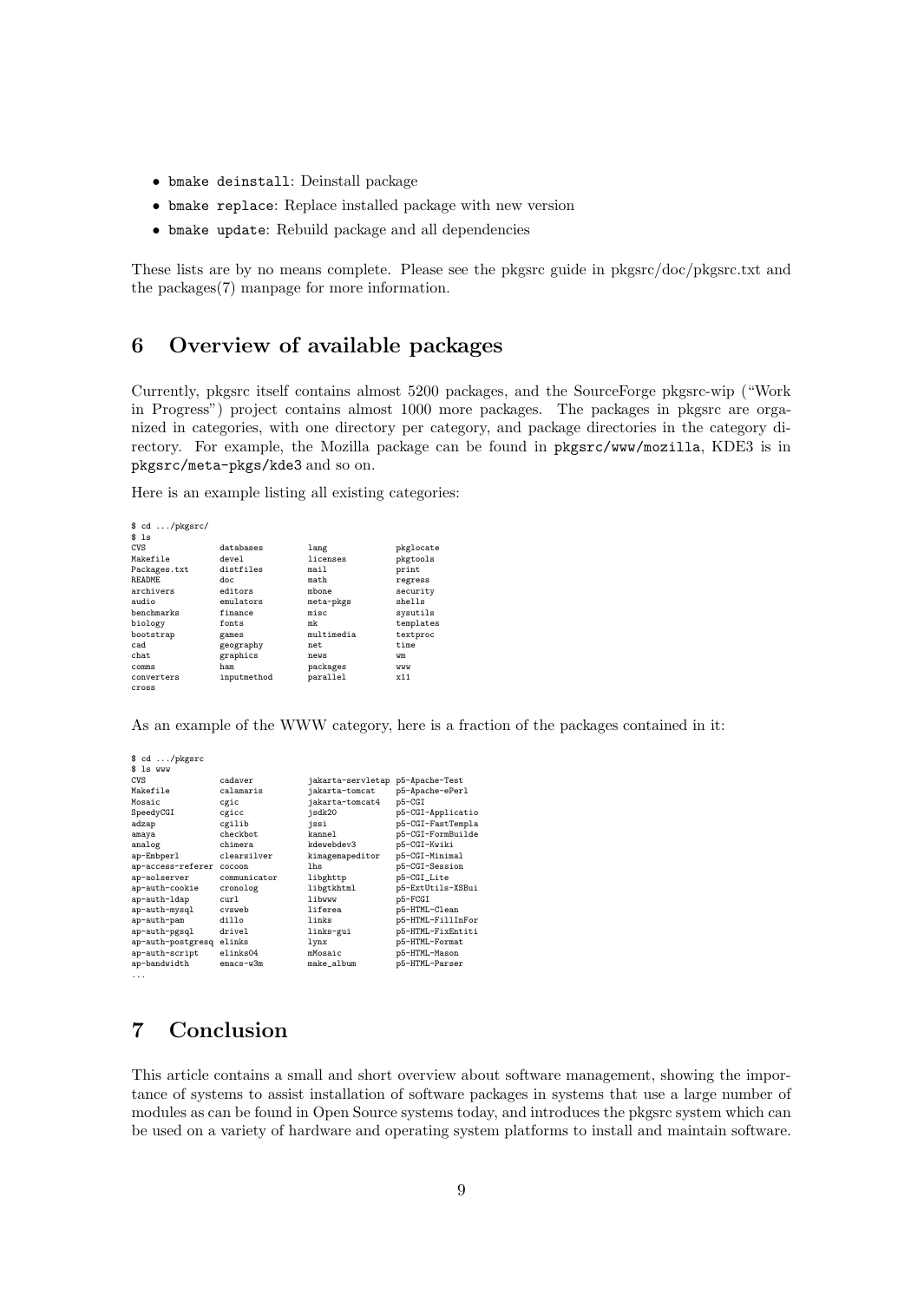- `bmake deinstall`: Deinstall package
- `bmake replace`: Replace installed package with new version
- `bmake update`: Rebuild package and all dependencies

These lists are by no means complete. Please see the pkgsrc guide in pkgsrc/doc/pkgsrc.txt and the packages(7) manpage for more information.

## 6 Overview of available packages

Currently, pkgsrc itself contains almost 5200 packages, and the SourceForge pkgsrc-wip ("Work in Progress") project contains almost 1000 more packages. The packages in pkgsrc are organized in categories, with one directory per category, and package directories in the category directory. For example, the Mozilla package can be found in `pkgsrc/www/mozilla`, KDE3 is in `pkgsrc/meta-pkgs/kde3` and so on.

Here is an example listing all existing categories:

```
$ cd .../pkgsrc/
$ ls
CVS             databases       lang            pkglocate
Makefile        devel           licenses        pkgtools
Packages.txt    distfiles       mail            print
README          doc             math            regress
archivers       editors         mbone           security
audio           emulators       meta-pkgs       shells
benchmarks      finance         misc            sysutils
biology         fonts           mk              templates
bootstrap       games           multimedia      textproc
cad             geography       net             time
chat            graphics        news            wm
comms           ham             packages        www
converters      inputmethod     parallel        x11
cross
```

As an example of the WWW category, here is a fraction of the packages contained in it:

```
$ cd .../pkgsrc
$ ls www
CVS               cadaver         jakarta-servletap p5-Apache-Test
Makefile          calamaris       jakarta-tomcat    p5-Apache-ePerl
Mosaic            cgic            jakarta-tomcat4   p5-CGI
SpeedyCGI         cgicc           jsdk20            p5-CGI-Applicatio
adzap             cgilib          jssi              p5-CGI-FastTempla
amaya             checkbot        kannel            p5-CGI-FormBuilde
analog            chimera         kdewebdev3        p5-CGI-Kwiki
ap-Embperl        clearsilver     kimagemapeditor   p5-CGI-Minimal
ap-access-referer cocoon          lhs               p5-CGI-Session
ap-aolserver      communicator    libghttp          p5-CGI_Lite
ap-auth-cookie    cronolog        libgtkhtml        p5-ExtUtils-XSBui
ap-auth-ldap      curl            libwww            p5-FCGI
ap-auth-mysql     cvsweb          liferea           p5-HTML-Clean
ap-auth-pam       dillo           links             p5-HTML-FillInFor
ap-auth-pgsql     drivel          links-gui         p5-HTML-FixEntiti
ap-auth-postgresq elinks          lynx              p5-HTML-Format
ap-auth-script    elinks04        mMosaic           p5-HTML-Mason
ap-bandwidth      emacs-w3m       make_album        p5-HTML-Parser
...
```

## 7 Conclusion

This article contains a small and short overview about software management, showing the importance of systems to assist installation of software packages in systems that use a large number of modules as can be found in Open Source systems today, and introduces the pkgsrc system which can be used on a variety of hardware and operating system platforms to install and maintain software.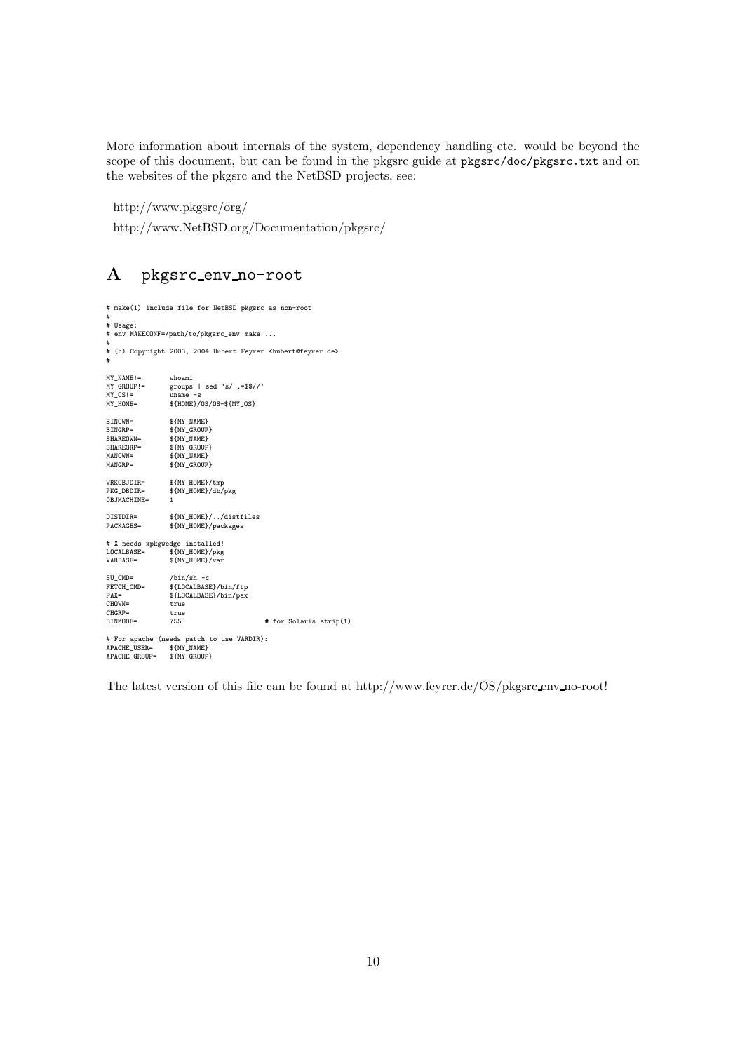More information about internals of the system, dependency handling etc. would be beyond the scope of this document, but can be found in the pkgsrc guide at `pkgsrc/doc/pkgsrc.txt` and on the websites of the pkgsrc and the NetBSD projects, see:

http://www.pkgsrc/org/

http://www.NetBSD.org/Documentation/pkgsrc/

# A pkgsrc_env_no-root

```
# make(1) include file for NetBSD pkgsrc as non-root
#
# Usage:
# env MAKECONF=/path/to/pkgsrc_env make ...
#
# (c) Copyright 2003, 2004 Hubert Feyrer <hubert@feyrer.de>
#

MY_NAME!=       whoami
MY_GROUP!=      groups | sed 's/ .*$$//'
MY_OS!=         uname -s
MY_HOME=        ${HOME}/OS/OS-${MY_OS}

BINOWN=         ${MY_NAME}
BINGRP=         ${MY_GROUP}
SHAREOWN=       ${MY_NAME}
SHAREGRP=       ${MY_GROUP}
MANOWN=         ${MY_NAME}
MANGRP=         ${MY_GROUP}

WRKOBJDIR=      ${MY_HOME}/tmp
PKG_DBDIR=      ${MY_HOME}/db/pkg
OBJMACHINE=     1

DISTDIR=        ${MY_HOME}/../distfiles
PACKAGES=       ${MY_HOME}/packages

# X needs xpkgwedge installed!
LOCALBASE=      ${MY_HOME}/pkg
VARBASE=        ${MY_HOME}/var

SU_CMD=         /bin/sh -c
FETCH_CMD=      ${LOCALBASE}/bin/ftp
PAX=            ${LOCALBASE}/bin/pax
CHOWN=          true
CHGRP=          true
BINMODE=        755                     # for Solaris strip(1)

# For apache (needs patch to use VARDIR):
APACHE_USER=    ${MY_NAME}
APACHE_GROUP=   ${MY_GROUP}
```

The latest version of this file can be found at http://www.feyrer.de/OS/pkgsrc_env_no-root!